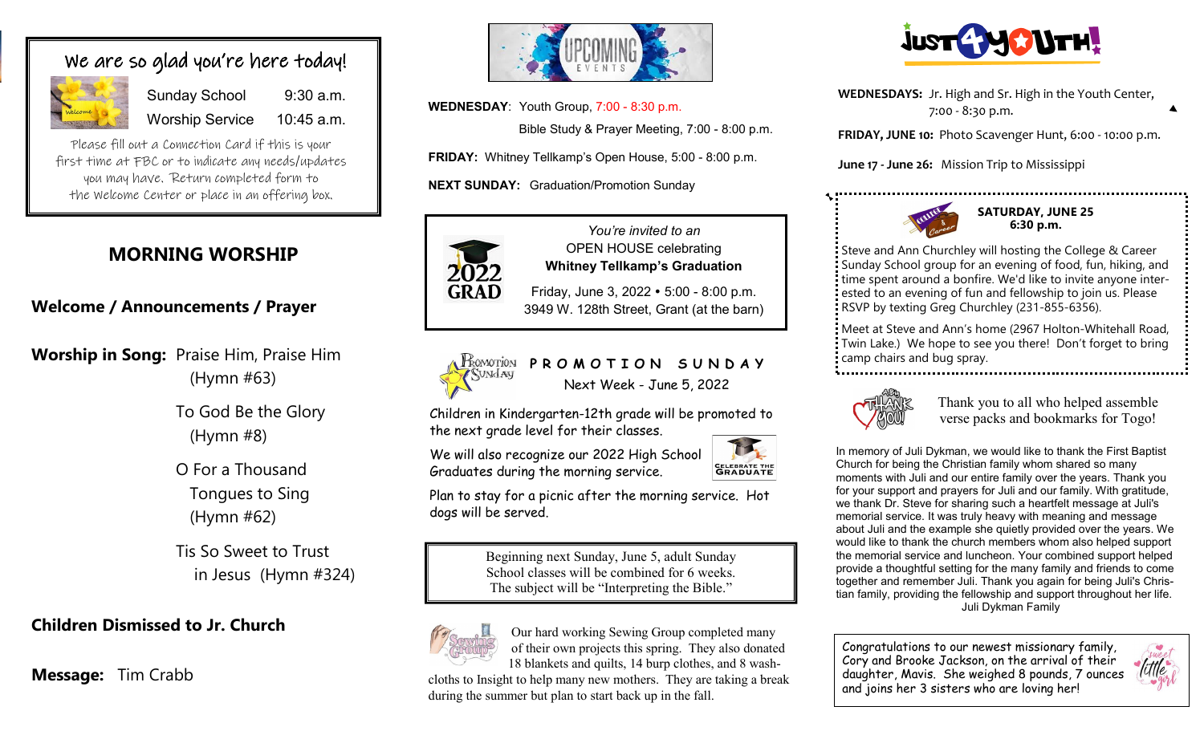## We are so glad you're here today!

| | |
|---|---|
| Sunday School | 9:30 a.m. |
| Worship Service | 10:45 a.m. |

Please fill out a Connection Card if this is your first time at FBC or to indicate any needs/updates you may have. Return completed form to the Welcome Center or place in an offering box.

## MORNING WORSHIP

**Welcome / Announcements / Prayer**

**Worship in Song:** Praise Him, Praise Him (Hymn #63)

To God Be the Glory (Hymn #8)

O For a Thousand Tongues to Sing (Hymn #62)

Tis So Sweet to Trust in Jesus (Hymn #324)

**Children Dismissed to Jr. Church**

**Message:** Tim Crabb

## UPCOMING EVENTS

**WEDNESDAY**: Youth Group, 7:00 - 8:30 p.m.

Bible Study & Prayer Meeting, 7:00 - 8:00 p.m.

**FRIDAY:** Whitney Tellkamp's Open House, 5:00 - 8:00 p.m.

**NEXT SUNDAY:** Graduation/Promotion Sunday

2022 GRAD

*You're invited to an*
OPEN HOUSE celebrating
**Whitney Tellkamp's Graduation**
Friday, June 3, 2022 • 5:00 - 8:00 p.m.
3949 W. 128th Street, Grant (at the barn)

### PROMOTION SUNDAY

Next Week - June 5, 2022

Children in Kindergarten-12th grade will be promoted to the next grade level for their classes.

We will also recognize our 2022 High School Graduates during the morning service.

Plan to stay for a picnic after the morning service. Hot dogs will be served.

Beginning next Sunday, June 5, adult Sunday School classes will be combined for 6 weeks. The subject will be "Interpreting the Bible."

Our hard working Sewing Group completed many of their own projects this spring. They also donated 18 blankets and quilts, 14 burp clothes, and 8 washcloths to Insight to help many new mothers. They are taking a break during the summer but plan to start back up in the fall.

## JUST 4 YOUTH!

**WEDNESDAYS:** Jr. High and Sr. High in the Youth Center, 7:00 - 8:30 p.m.

**FRIDAY, JUNE 10:** Photo Scavenger Hunt, 6:00 - 10:00 p.m.

**June 17 - June 26:** Mission Trip to Mississippi

**SATURDAY, JUNE 25**
**6:30 p.m.**

Steve and Ann Churchley will hosting the College & Career Sunday School group for an evening of food, fun, hiking, and time spent around a bonfire. We'd like to invite anyone interested to an evening of fun and fellowship to join us. Please RSVP by texting Greg Churchley (231-855-6356).

Meet at Steve and Ann's home (2967 Holton-Whitehall Road, Twin Lake.) We hope to see you there! Don't forget to bring camp chairs and bug spray.

Thank you to all who helped assemble verse packs and bookmarks for Togo!

In memory of Juli Dykman, we would like to thank the First Baptist Church for being the Christian family whom shared so many moments with Juli and our entire family over the years. Thank you for your support and prayers for Juli and our family. With gratitude, we thank Dr. Steve for sharing such a heartfelt message at Juli's memorial service. It was truly heavy with meaning and message about Juli and the example she quietly provided over the years. We would like to thank the church members whom also helped support the memorial service and luncheon. Your combined support helped provide a thoughtful setting for the many family and friends to come together and remember Juli. Thank you again for being Juli's Christian family, providing the fellowship and support throughout her life.
Juli Dykman Family

Congratulations to our newest missionary family, Cory and Brooke Jackson, on the arrival of their daughter, Mavis. She weighed 8 pounds, 7 ounces and joins her 3 sisters who are loving her!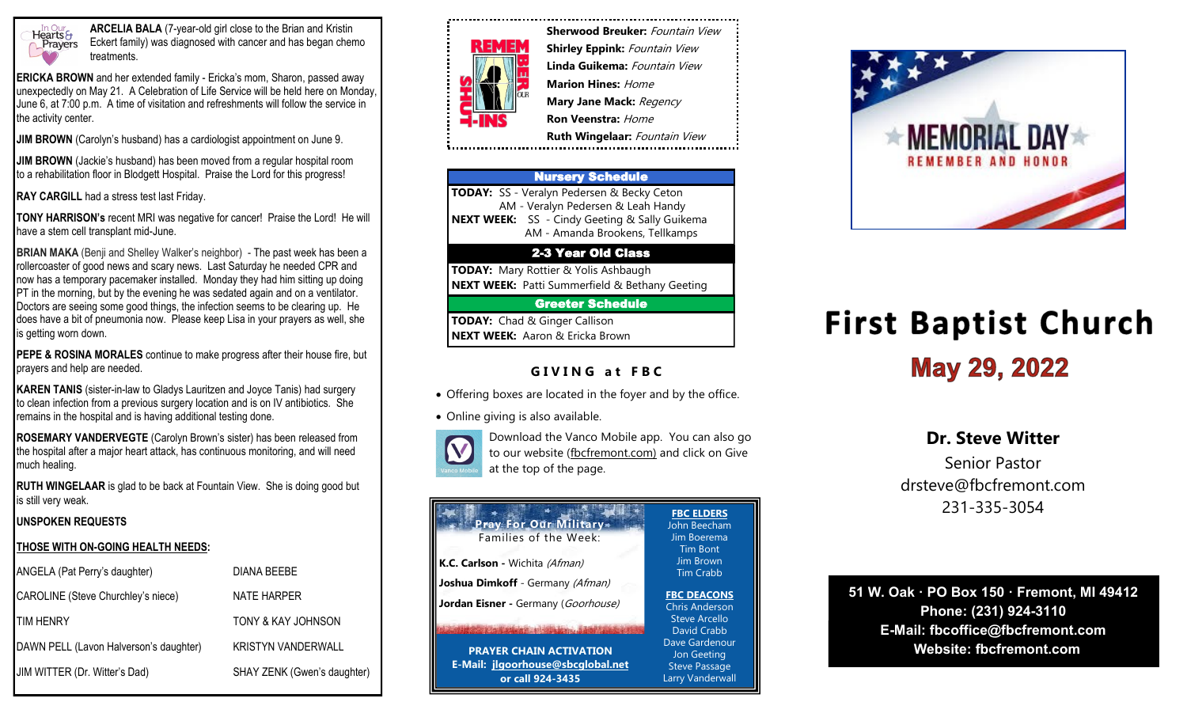**In Our Hearts & Prayers**

**ARCELIA BALA** (7-year-old girl close to the Brian and Kristin Eckert family) was diagnosed with cancer and has began chemo treatments.

**ERICKA BROWN** and her extended family - Ericka's mom, Sharon, passed away unexpectedly on May 21. A Celebration of Life Service will be held here on Monday, June 6, at 7:00 p.m. A time of visitation and refreshments will follow the service in the activity center.

**JIM BROWN** (Carolyn's husband) has a cardiologist appointment on June 9.

**JIM BROWN** (Jackie's husband) has been moved from a regular hospital room to a rehabilitation floor in Blodgett Hospital. Praise the Lord for this progress!

**RAY CARGILL** had a stress test last Friday.

**TONY HARRISON's** recent MRI was negative for cancer! Praise the Lord! He will have a stem cell transplant mid-June.

**BRIAN MAKA** (Benji and Shelley Walker's neighbor) - The past week has been a rollercoaster of good news and scary news. Last Saturday he needed CPR and now has a temporary pacemaker installed. Monday they had him sitting up doing PT in the morning, but by the evening he was sedated again and on a ventilator. Doctors are seeing some good things, the infection seems to be clearing up. He does have a bit of pneumonia now. Please keep Lisa in your prayers as well, she is getting worn down.

**PEPE & ROSINA MORALES** continue to make progress after their house fire, but prayers and help are needed.

**KAREN TANIS** (sister-in-law to Gladys Lauritzen and Joyce Tanis) had surgery to clean infection from a previous surgery location and is on IV antibiotics. She remains in the hospital and is having additional testing done.

**ROSEMARY VANDERVEGTE** (Carolyn Brown's sister) has been released from the hospital after a major heart attack, has continuous monitoring, and will need much healing.

**RUTH WINGELAAR** is glad to be back at Fountain View. She is doing good but is still very weak.

**UNSPOKEN REQUESTS**

**THOSE WITH ON-GOING HEALTH NEEDS:**

| | |
|---|---|
| ANGELA (Pat Perry's daughter) | DIANA BEEBE |
| CAROLINE (Steve Churchley's niece) | NATE HARPER |
| TIM HENRY | TONY & KAY JOHNSON |
| DAWN PELL (Lavon Halverson's daughter) | KRISTYN VANDERWALL |
| JIM WITTER (Dr. Witter's Dad) | SHAY ZENK (Gwen's daughter) |

**REMEMBER OUR SHUT-INS**

**Sherwood Breuker:** *Fountain View*
**Shirley Eppink:** *Fountain View*
**Linda Guikema:** *Fountain View*
**Marion Hines:** *Home*
**Mary Jane Mack:** *Regency*
**Ron Veenstra:** *Home*
**Ruth Wingelaar:** *Fountain View*

**Nursery Schedule**

**TODAY:** SS - Veralyn Pedersen & Becky Ceton
AM - Veralyn Pedersen & Leah Handy
**NEXT WEEK:** SS - Cindy Geeting & Sally Guikema
AM - Amanda Brookens, Tellkamps

**2-3 Year Old Class**

**TODAY:** Mary Rottier & Yolis Ashbaugh
**NEXT WEEK:** Patti Summerfield & Bethany Geeting

**Greeter Schedule**

**TODAY:** Chad & Ginger Callison
**NEXT WEEK:** Aaron & Ericka Brown

**GIVING at FBC**

- Offering boxes are located in the foyer and by the office.
- Online giving is also available.

Download the Vanco Mobile app. You can also go to our website (fbcfremont.com) and click on Give at the top of the page.

**Pray For Our Military**
Families of the Week:

**K.C. Carlson** - Wichita *(Afman)*
**Joshua Dimkoff** - Germany *(Afman)*
**Jordan Eisner** - Germany (*Goorhouse)*

**PRAYER CHAIN ACTIVATION**
**E-Mail: jlgoorhouse@sbcglobal.net**
**or call 924-3435**

**FBC ELDERS**
John Beecham
Jim Boerema
Tim Bont
Jim Brown
Tim Crabb

**FBC DEACONS**
Chris Anderson
Steve Arcello
David Crabb
Dave Gardenour
Jon Geeting
Steve Passage
Larry Vanderwall

MEMORIAL DAY
REMEMBER AND HONOR

# First Baptist Church

## May 29, 2022

**Dr. Steve Witter**
Senior Pastor
drsteve@fbcfremont.com
231-335-3054

**51 W. Oak · PO Box 150 · Fremont, MI 49412**
**Phone: (231) 924-3110**
**E-Mail: fbcoffice@fbcfremont.com**
**Website: fbcfremont.com**